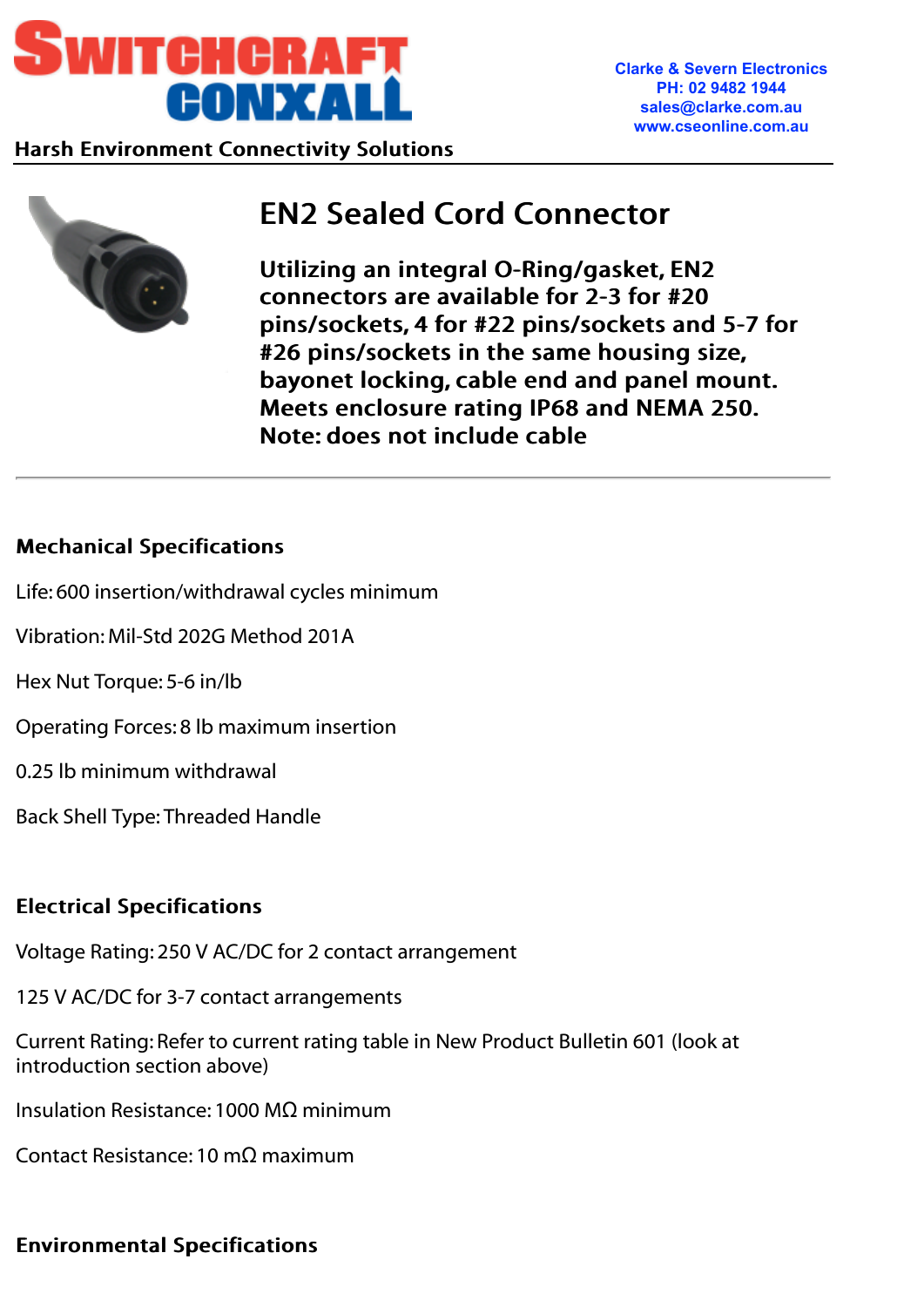SWITCHCRAFT CONXALL

Harsh Environment Connectivity Solutions

Clarke & Severn Electronics
PH: 02 9482 1944
sales@clarke.com.au
www.cseonline.com.au

# EN2 Sealed Cord Connector

**Utilizing an integral O-Ring/gasket, EN2 connectors are available for 2-3 for #20 pins/sockets, 4 for #22 pins/sockets and 5-7 for #26 pins/sockets in the same housing size, bayonet locking, cable end and panel mount. Meets enclosure rating IP68 and NEMA 250. Note: does not include cable**

---

## Mechanical Specifications

Life: 600 insertion/withdrawal cycles minimum

Vibration: Mil-Std 202G Method 201A

Hex Nut Torque: 5-6 in/lb

Operating Forces: 8 lb maximum insertion

0.25 lb minimum withdrawal

Back Shell Type: Threaded Handle

## Electrical Specifications

Voltage Rating: 250 V AC/DC for 2 contact arrangement

125 V AC/DC for 3-7 contact arrangements

Current Rating: Refer to current rating table in New Product Bulletin 601 (look at introduction section above)

Insulation Resistance: 1000 MΩ minimum

Contact Resistance: 10 mΩ maximum

## Environmental Specifications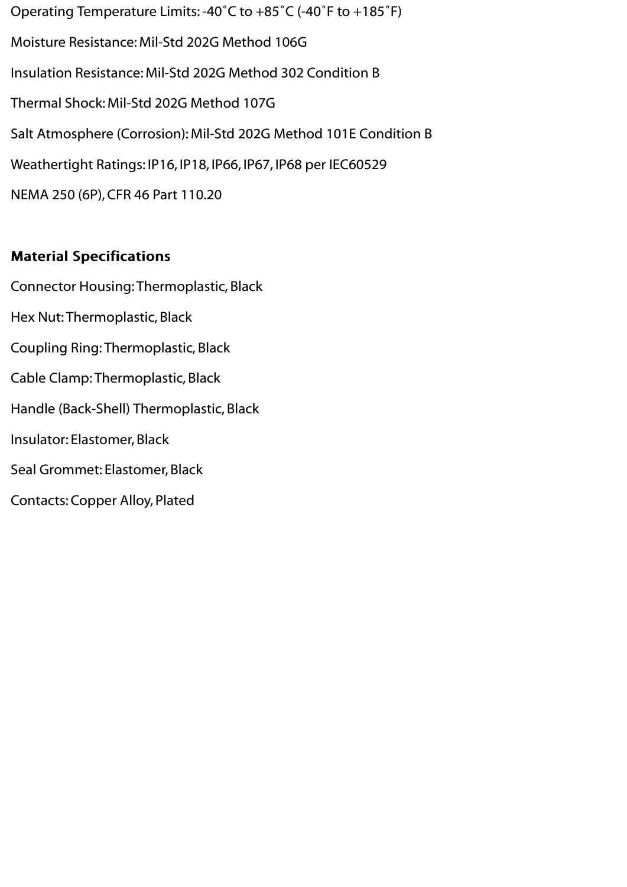Operating Temperature Limits: -40˚C to +85˚C (-40˚F to +185˚F)

Moisture Resistance: Mil-Std 202G Method 106G

Insulation Resistance: Mil-Std 202G Method 302 Condition B

Thermal Shock: Mil-Std 202G Method 107G

Salt Atmosphere (Corrosion): Mil-Std 202G Method 101E Condition B

Weathertight Ratings: IP16, IP18, IP66, IP67, IP68 per IEC60529

NEMA 250 (6P), CFR 46 Part 110.20

## Material Specifications

Connector Housing: Thermoplastic, Black

Hex Nut: Thermoplastic, Black

Coupling Ring: Thermoplastic, Black

Cable Clamp: Thermoplastic, Black

Handle (Back-Shell) Thermoplastic, Black

Insulator: Elastomer, Black

Seal Grommet: Elastomer, Black

Contacts: Copper Alloy, Plated